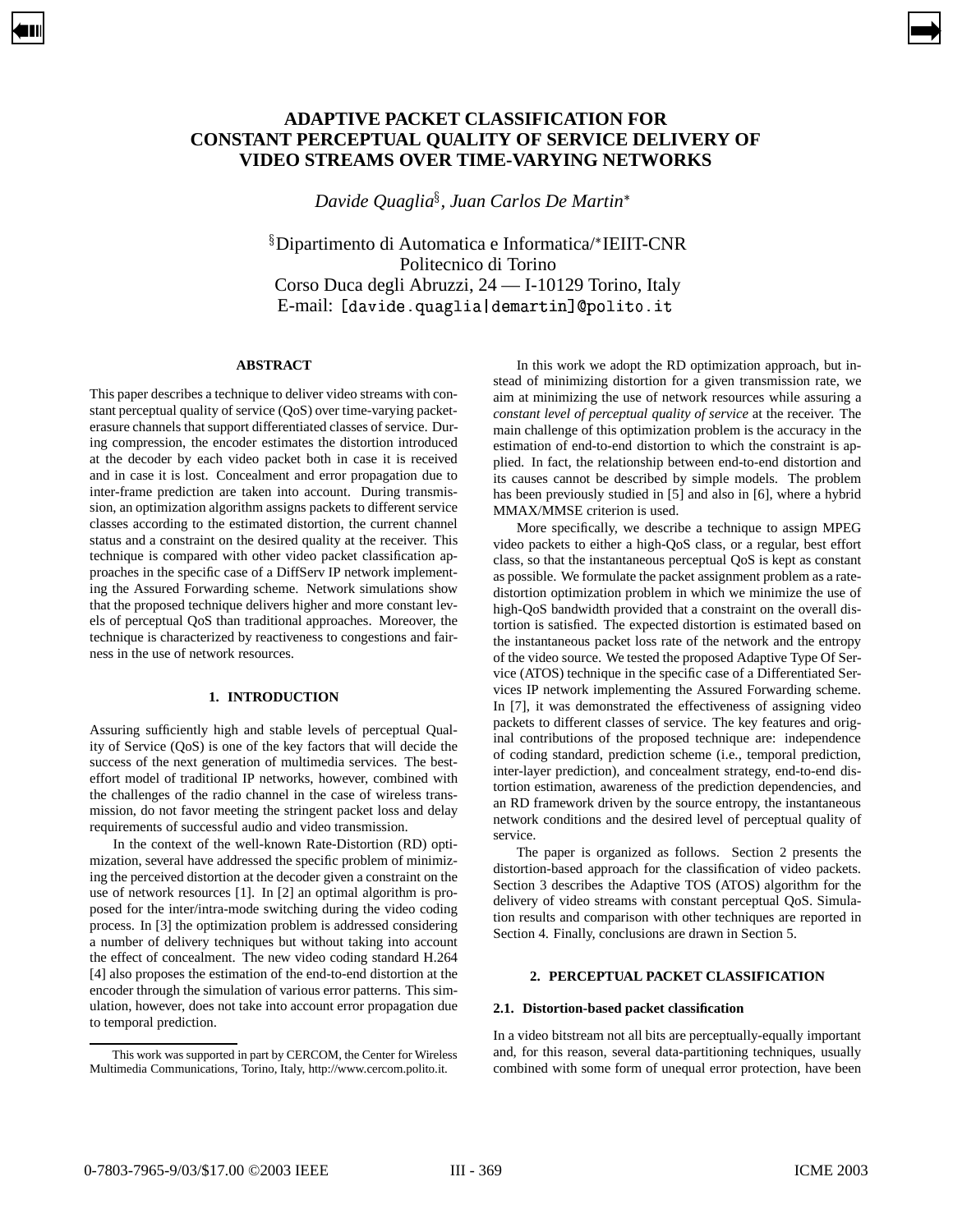# ADAPTIVE PACKET CLASSIFICATION FOR CONSTANT PERCEPTUAL QUALITY OF SERVICE DELIVERY OF VIDEO STREAMS OVER TIME-VARYING NETWORKS

*Davide Quaglia*[§], *Juan Carlos De Martin*[*]

[§]Dipartimento di Automatica e Informatica/[*]IEIIT-CNR
Politecnico di Torino
Corso Duca degli Abruzzi, 24 — I-10129 Torino, Italy
E-mail: [davide.quaglia|demartin]@polito.it

### ABSTRACT

This paper describes a technique to deliver video streams with constant perceptual quality of service (QoS) over time-varying packet-erasure channels that support differentiated classes of service. During compression, the encoder estimates the distortion introduced at the decoder by each video packet both in case it is received and in case it is lost. Concealment and error propagation due to inter-frame prediction are taken into account. During transmission, an optimization algorithm assigns packets to different service classes according to the estimated distortion, the current channel status and a constraint on the desired quality at the receiver. This technique is compared with other video packet classification approaches in the specific case of a DiffServ IP network implementing the Assured Forwarding scheme. Network simulations show that the proposed technique delivers higher and more constant levels of perceptual QoS than traditional approaches. Moreover, the technique is characterized by reactiveness to congestions and fairness in the use of network resources.

## 1. INTRODUCTION

Assuring sufficiently high and stable levels of perceptual Quality of Service (QoS) is one of the key factors that will decide the success of the next generation of multimedia services. The best-effort model of traditional IP networks, however, combined with the challenges of the radio channel in the case of wireless transmission, do not favor meeting the stringent packet loss and delay requirements of successful audio and video transmission.

In the context of the well-known Rate-Distortion (RD) optimization, several have addressed the specific problem of minimizing the perceived distortion at the decoder given a constraint on the use of network resources [1]. In [2] an optimal algorithm is proposed for the inter/intra-mode switching during the video coding process. In [3] the optimization problem is addressed considering a number of delivery techniques but without taking into account the effect of concealment. The new video coding standard H.264 [4] also proposes the estimation of the end-to-end distortion at the encoder through the simulation of various error patterns. This simulation, however, does not take into account error propagation due to temporal prediction.

This work was supported in part by CERCOM, the Center for Wireless Multimedia Communications, Torino, Italy, http://www.cercom.polito.it.

In this work we adopt the RD optimization approach, but instead of minimizing distortion for a given transmission rate, we aim at minimizing the use of network resources while assuring a *constant level of perceptual quality of service* at the receiver. The main challenge of this optimization problem is the accuracy in the estimation of end-to-end distortion to which the constraint is applied. In fact, the relationship between end-to-end distortion and its causes cannot be described by simple models. The problem has been previously studied in [5] and also in [6], where a hybrid MMAX/MMSE criterion is used.

More specifically, we describe a technique to assign MPEG video packets to either a high-QoS class, or a regular, best effort class, so that the instantaneous perceptual QoS is kept as constant as possible. We formulate the packet assignment problem as a rate-distortion optimization problem in which we minimize the use of high-QoS bandwidth provided that a constraint on the overall distortion is satisfied. The expected distortion is estimated based on the instantaneous packet loss rate of the network and the entropy of the video source. We tested the proposed Adaptive Type Of Service (ATOS) technique in the specific case of a Differentiated Services IP network implementing the Assured Forwarding scheme. In [7], it was demonstrated the effectiveness of assigning video packets to different classes of service. The key features and original contributions of the proposed technique are: independence of coding standard, prediction scheme (i.e., temporal prediction, inter-layer prediction), and concealment strategy, end-to-end distortion estimation, awareness of the prediction dependencies, and an RD framework driven by the source entropy, the instantaneous network conditions and the desired level of perceptual quality of service.

The paper is organized as follows. Section 2 presents the distortion-based approach for the classification of video packets. Section 3 describes the Adaptive TOS (ATOS) algorithm for the delivery of video streams with constant perceptual QoS. Simulation results and comparison with other techniques are reported in Section 4. Finally, conclusions are drawn in Section 5.

## 2. PERCEPTUAL PACKET CLASSIFICATION

### 2.1. Distortion-based packet classification

In a video bitstream not all bits are perceptually-equally important and, for this reason, several data-partitioning techniques, usually combined with some form of unequal error protection, have been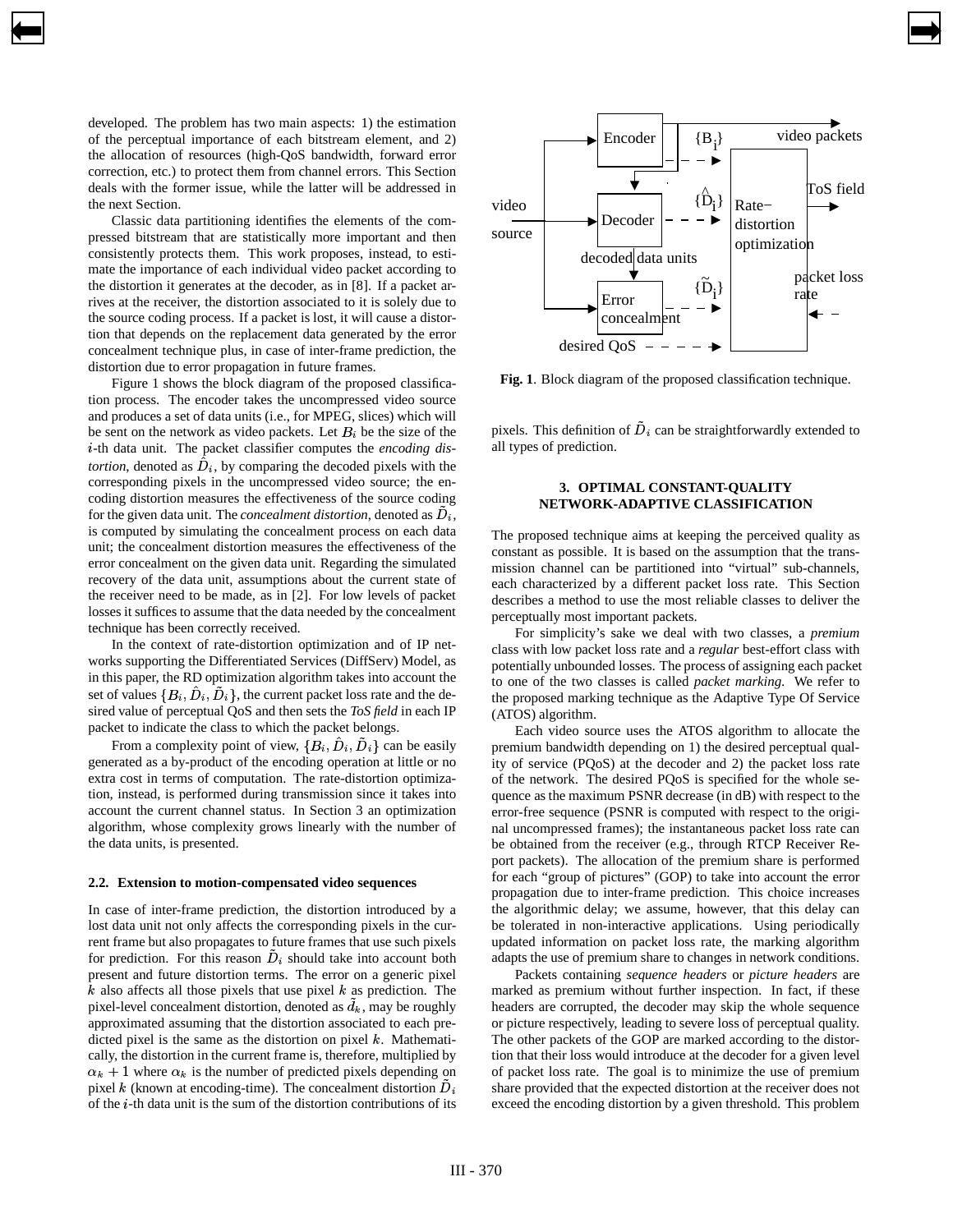developed. The problem has two main aspects: 1) the estimation of the perceptual importance of each bitstream element, and 2) the allocation of resources (high-QoS bandwidth, forward error correction, etc.) to protect them from channel errors. This Section deals with the former issue, while the latter will be addressed in the next Section.

Classic data partitioning identifies the elements of the compressed bitstream that are statistically more important and then consistently protects them. This work proposes, instead, to estimate the importance of each individual video packet according to the distortion it generates at the decoder, as in [8]. If a packet arrives at the receiver, the distortion associated to it is solely due to the source coding process. If a packet is lost, it will cause a distortion that depends on the replacement data generated by the error concealment technique plus, in case of inter-frame prediction, the distortion due to error propagation in future frames.

Figure 1 shows the block diagram of the proposed classification process. The encoder takes the uncompressed video source and produces a set of data units (i.e., for MPEG, slices) which will be sent on the network as video packets. Let $B_i$ be the size of the $i$-th data unit. The packet classifier computes the *encoding distortion*, denoted as $\hat{D}_i$, by comparing the decoded pixels with the corresponding pixels in the uncompressed video source; the encoding distortion measures the effectiveness of the source coding for the given data unit. The *concealment distortion*, denoted as $\tilde{D}_i$, is computed by simulating the concealment process on each data unit; the concealment distortion measures the effectiveness of the error concealment on the given data unit. Regarding the simulated recovery of the data unit, assumptions about the current state of the receiver need to be made, as in [2]. For low levels of packet losses it suffices to assume that the data needed by the concealment technique has been correctly received.

In the context of rate-distortion optimization and of IP networks supporting the Differentiated Services (DiffServ) Model, as in this paper, the RD optimization algorithm takes into account the set of values $\{B_i, \hat{D}_i, \tilde{D}_i\}$, the current packet loss rate and the desired value of perceptual QoS and then sets the *ToS field* in each IP packet to indicate the class to which the packet belongs.

From a complexity point of view, $\{B_i, \hat{D}_i, \tilde{D}_i\}$ can be easily generated as a by-product of the encoding operation at little or no extra cost in terms of computation. The rate-distortion optimization, instead, is performed during transmission since it takes into account the current channel status. In Section 3 an optimization algorithm, whose complexity grows linearly with the number of the data units, is presented.

### 2.2. Extension to motion-compensated video sequences

In case of inter-frame prediction, the distortion introduced by a lost data unit not only affects the corresponding pixels in the current frame but also propagates to future frames that use such pixels for prediction. For this reason $\tilde{D}_i$ should take into account both present and future distortion terms. The error on a generic pixel $k$ also affects all those pixels that use pixel $k$ as prediction. The pixel-level concealment distortion, denoted as $\tilde{d}_k$, may be roughly approximated assuming that the distortion associated to each predicted pixel is the same as the distortion on pixel $k$. Mathematically, the distortion in the current frame is, therefore, multiplied by $\alpha_k + 1$ where $\alpha_k$ is the number of predicted pixels depending on pixel $k$ (known at encoding-time). The concealment distortion $\tilde{D}_i$ of the $i$-th data unit is the sum of the distortion contributions of its pixels. This definition of $\tilde{D}_i$ can be straightforwardly extended to all types of prediction.

**Fig. 1**. Block diagram of the proposed classification technique.

## 3. OPTIMAL CONSTANT-QUALITY NETWORK-ADAPTIVE CLASSIFICATION

The proposed technique aims at keeping the perceived quality as constant as possible. It is based on the assumption that the transmission channel can be partitioned into "virtual" sub-channels, each characterized by a different packet loss rate. This Section describes a method to use the most reliable classes to deliver the perceptually most important packets.

For simplicity's sake we deal with two classes, a *premium* class with low packet loss rate and a *regular* best-effort class with potentially unbounded losses. The process of assigning each packet to one of the two classes is called *packet marking*. We refer to the proposed marking technique as the Adaptive Type Of Service (ATOS) algorithm.

Each video source uses the ATOS algorithm to allocate the premium bandwidth depending on 1) the desired perceptual quality of service (PQoS) at the decoder and 2) the packet loss rate of the network. The desired PQoS is specified for the whole sequence as the maximum PSNR decrease (in dB) with respect to the error-free sequence (PSNR is computed with respect to the original uncompressed frames); the instantaneous packet loss rate can be obtained from the receiver (e.g., through RTCP Receiver Report packets). The allocation of the premium share is performed for each "group of pictures" (GOP) to take into account the error propagation due to inter-frame prediction. This choice increases the algorithmic delay; we assume, however, that this delay can be tolerated in non-interactive applications. Using periodically updated information on packet loss rate, the marking algorithm adapts the use of premium share to changes in network conditions.

Packets containing *sequence headers* or *picture headers* are marked as premium without further inspection. In fact, if these headers are corrupted, the decoder may skip the whole sequence or picture respectively, leading to severe loss of perceptual quality. The other packets of the GOP are marked according to the distortion that their loss would introduce at the decoder for a given level of packet loss rate. The goal is to minimize the use of premium share provided that the expected distortion at the receiver does not exceed the encoding distortion by a given threshold. This problem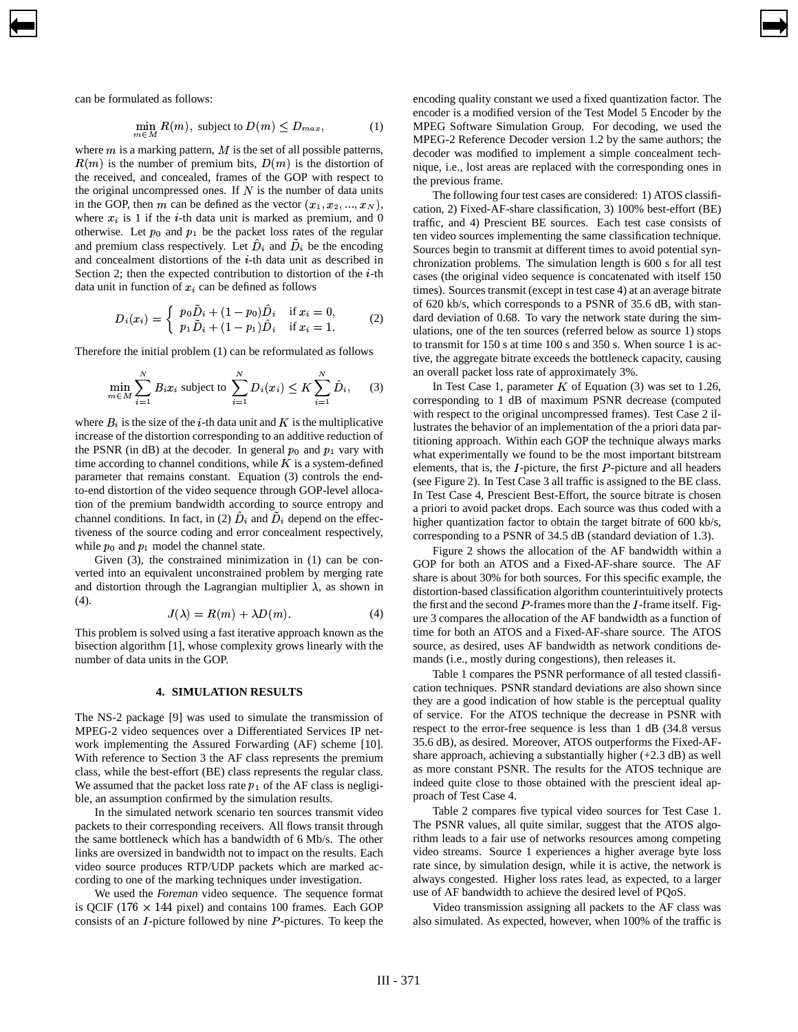can be formulated as follows:

$$\min_{m \in M} R(m), \text{ subject to } D(m) \leq D_{max}, \tag{1}$$

where $m$ is a marking pattern, $M$ is the set of all possible patterns, $R(m)$ is the number of premium bits, $D(m)$ is the distortion of the received, and concealed, frames of the GOP with respect to the original uncompressed ones. If $N$ is the number of data units in the GOP, then $m$ can be defined as the vector $(x_1, x_2, ..., x_N)$, where $x_i$ is 1 if the $i$-th data unit is marked as premium, and 0 otherwise. Let $p_0$ and $p_1$ be the packet loss rates of the regular and premium class respectively. Let $\hat{D}_i$ and $\tilde{D}_i$ be the encoding and concealment distortions of the $i$-th data unit as described in Section 2; then the expected contribution to distortion of the $i$-th data unit in function of $x_i$ can be defined as follows

$$D_i(x_i) = \begin{cases} p_0 \tilde{D}_i + (1 - p_0)\hat{D}_i & \text{if } x_i = 0, \\ p_1 \tilde{D}_i + (1 - p_1)\hat{D}_i & \text{if } x_i = 1. \end{cases} \tag{2}$$

Therefore the initial problem (1) can be reformulated as follows

$$\min_{m \in M} \sum_{i=1}^{N} B_i x_i \text{ subject to } \sum_{i=1}^{N} D_i(x_i) \leq K \sum_{i=1}^{N} \hat{D}_i, \tag{3}$$

where $B_i$ is the size of the $i$-th data unit and $K$ is the multiplicative increase of the distortion corresponding to an additive reduction of the PSNR (in dB) at the decoder. In general $p_0$ and $p_1$ vary with time according to channel conditions, while $K$ is a system-defined parameter that remains constant. Equation (3) controls the end-to-end distortion of the video sequence through GOP-level allocation of the premium bandwidth according to source entropy and channel conditions. In fact, in (2) $\hat{D}_i$ and $\tilde{D}_i$ depend on the effectiveness of the source coding and error concealment respectively, while $p_0$ and $p_1$ model the channel state.

Given (3), the constrained minimization in (1) can be converted into an equivalent unconstrained problem by merging rate and distortion through the Lagrangian multiplier $\lambda$, as shown in (4).

$$J(\lambda) = R(m) + \lambda D(m). \tag{4}$$

This problem is solved using a fast iterative approach known as the bisection algorithm [1], whose complexity grows linearly with the number of data units in the GOP.

## 4. SIMULATION RESULTS

The NS-2 package [9] was used to simulate the transmission of MPEG-2 video sequences over a Differentiated Services IP network implementing the Assured Forwarding (AF) scheme [10]. With reference to Section 3 the AF class represents the premium class, while the best-effort (BE) class represents the regular class. We assumed that the packet loss rate $p_1$ of the AF class is negligible, an assumption confirmed by the simulation results.

In the simulated network scenario ten sources transmit video packets to their corresponding receivers. All flows transit through the same bottleneck which has a bandwidth of 6 Mb/s. The other links are oversized in bandwidth not to impact on the results. Each video source produces RTP/UDP packets which are marked according to one of the marking techniques under investigation.

We used the *Foreman* video sequence. The sequence format is QCIF ($176 \times 144$ pixel) and contains 100 frames. Each GOP consists of an $I$-picture followed by nine $P$-pictures. To keep the encoding quality constant we used a fixed quantization factor. The encoder is a modified version of the Test Model 5 Encoder by the MPEG Software Simulation Group. For decoding, we used the MPEG-2 Reference Decoder version 1.2 by the same authors; the decoder was modified to implement a simple concealment technique, i.e., lost areas are replaced with the corresponding ones in the previous frame.

The following four test cases are considered: 1) ATOS classification, 2) Fixed-AF-share classification, 3) 100% best-effort (BE) traffic, and 4) Prescient BE sources. Each test case consists of ten video sources implementing the same classification technique. Sources begin to transmit at different times to avoid potential synchronization problems. The simulation length is 600 s for all test cases (the original video sequence is concatenated with itself 150 times). Sources transmit (except in test case 4) at an average bitrate of 620 kb/s, which corresponds to a PSNR of 35.6 dB, with standard deviation of 0.68. To vary the network state during the simulations, one of the ten sources (referred below as source 1) stops to transmit for 150 s at time 100 s and 350 s. When source 1 is active, the aggregate bitrate exceeds the bottleneck capacity, causing an overall packet loss rate of approximately 3%.

In Test Case 1, parameter $K$ of Equation (3) was set to 1.26, corresponding to 1 dB of maximum PSNR decrease (computed with respect to the original uncompressed frames). Test Case 2 illustrates the behavior of an implementation of the a priori data partitioning approach. Within each GOP the technique always marks what experimentally we found to be the most important bitstream elements, that is, the $I$-picture, the first $P$-picture and all headers (see Figure 2). In Test Case 3 all traffic is assigned to the BE class. In Test Case 4, Prescient Best-Effort, the source bitrate is chosen a priori to avoid packet drops. Each source was thus coded with a higher quantization factor to obtain the target bitrate of 600 kb/s, corresponding to a PSNR of 34.5 dB (standard deviation of 1.3).

Figure 2 shows the allocation of the AF bandwidth within a GOP for both an ATOS and a Fixed-AF-share source. The AF share is about 30% for both sources. For this specific example, the distortion-based classification algorithm counterintuitively protects the first and the second $P$-frames more than the $I$-frame itself. Figure 3 compares the allocation of the AF bandwidth as a function of time for both an ATOS and a Fixed-AF-share source. The ATOS source, as desired, uses AF bandwidth as network conditions demands (i.e., mostly during congestions), then releases it.

Table 1 compares the PSNR performance of all tested classification techniques. PSNR standard deviations are also shown since they are a good indication of how stable is the perceptual quality of service. For the ATOS technique the decrease in PSNR with respect to the error-free sequence is less than 1 dB (34.8 versus 35.6 dB), as desired. Moreover, ATOS outperforms the Fixed-AF-share approach, achieving a substantially higher (+2.3 dB) as well as more constant PSNR. The results for the ATOS technique are indeed quite close to those obtained with the prescient ideal approach of Test Case 4.

Table 2 compares five typical video sources for Test Case 1. The PSNR values, all quite similar, suggest that the ATOS algorithm leads to a fair use of networks resources among competing video streams. Source 1 experiences a higher average byte loss rate since, by simulation design, while it is active, the network is always congested. Higher loss rates lead, as expected, to a larger use of AF bandwidth to achieve the desired level of PQoS.

Video transmission assigning all packets to the AF class was also simulated. As expected, however, when 100% of the traffic is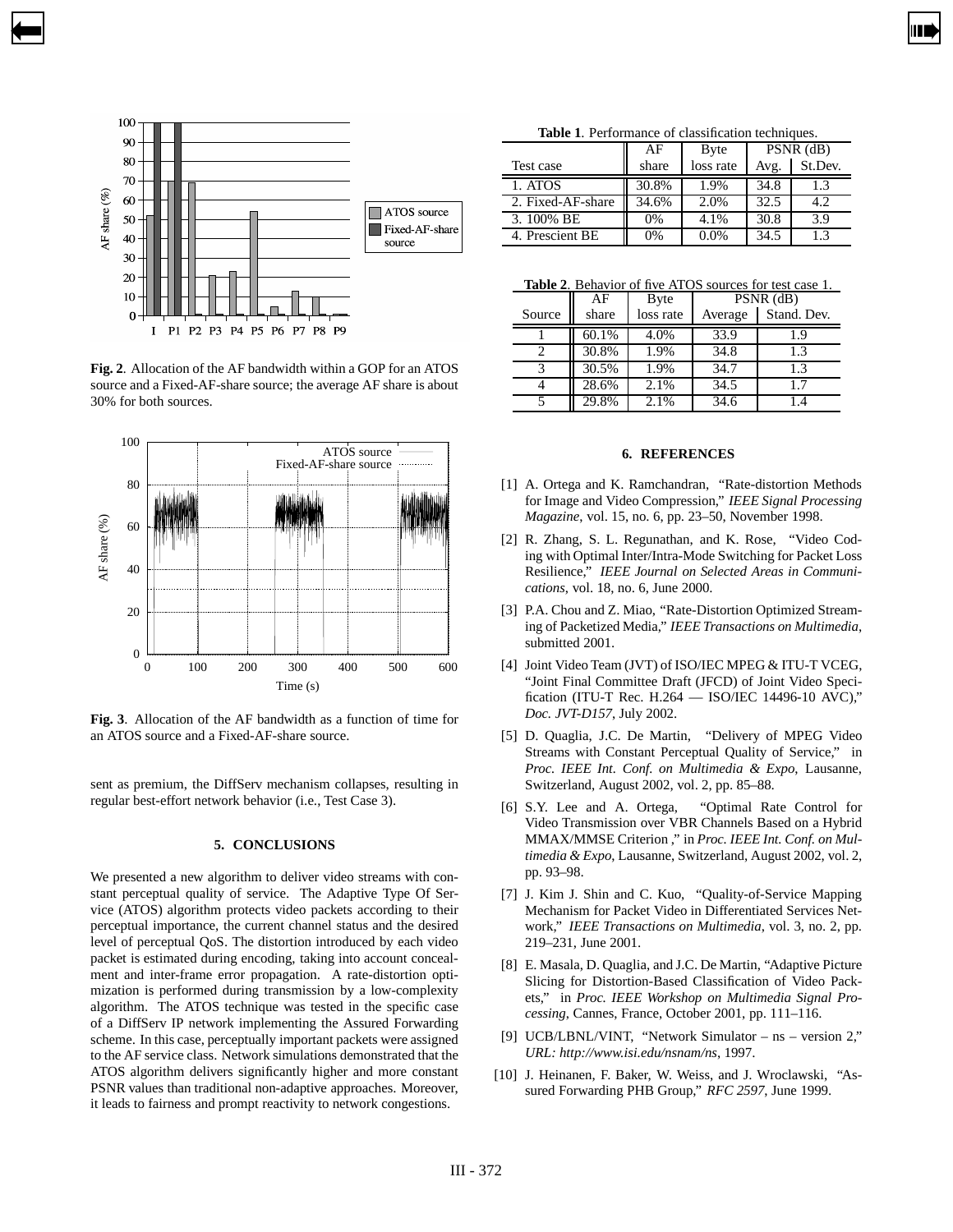100
90
80
70
60
50
40
30
20
10
0

AF share (%)

I P1 P2 P3 P4 P5 P6 P7 P8 P9

ATOS source
Fixed-AF-share source

**Fig. 2**. Allocation of the AF bandwidth within a GOP for an ATOS source and a Fixed-AF-share source; the average AF share is about 30% for both sources.

100
80
60
40
20
0

AF share (%)

0 100 200 300 400 500 600

Time (s)

ATOS source
Fixed-AF-share source

**Fig. 3**. Allocation of the AF bandwidth as a function of time for an ATOS source and a Fixed-AF-share source.

sent as premium, the DiffServ mechanism collapses, resulting in regular best-effort network behavior (i.e., Test Case 3).

## 5. CONCLUSIONS

We presented a new algorithm to deliver video streams with constant perceptual quality of service. The Adaptive Type Of Service (ATOS) algorithm protects video packets according to their perceptual importance, the current channel status and the desired level of perceptual QoS. The distortion introduced by each video packet is estimated during encoding, taking into account concealment and inter-frame error propagation. A rate-distortion optimization is performed during transmission by a low-complexity algorithm. The ATOS technique was tested in the specific case of a DiffServ IP network implementing the Assured Forwarding scheme. In this case, perceptually important packets were assigned to the AF service class. Network simulations demonstrated that the ATOS algorithm delivers significantly higher and more constant PSNR values than traditional non-adaptive approaches. Moreover, it leads to fairness and prompt reactivity to network congestions.

**Table 1**. Performance of classification techniques.

| Test case | AF share | Byte loss rate | PSNR (dB) Avg. | St.Dev. |
|---|---|---|---|---|
| 1. ATOS | 30.8% | 1.9% | 34.8 | 1.3 |
| 2. Fixed-AF-share | 34.6% | 2.0% | 32.5 | 4.2 |
| 3. 100% BE | 0% | 4.1% | 30.8 | 3.9 |
| 4. Prescient BE | 0% | 0.0% | 34.5 | 1.3 |

**Table 2**. Behavior of five ATOS sources for test case 1.

| Source | AF share | Byte loss rate | PSNR (dB) Average | Stand. Dev. |
|---|---|---|---|---|
| 1 | 60.1% | 4.0% | 33.9 | 1.9 |
| 2 | 30.8% | 1.9% | 34.8 | 1.3 |
| 3 | 30.5% | 1.9% | 34.7 | 1.3 |
| 4 | 28.6% | 2.1% | 34.5 | 1.7 |
| 5 | 29.8% | 2.1% | 34.6 | 1.4 |

## 6. REFERENCES

[1] A. Ortega and K. Ramchandran, "Rate-distortion Methods for Image and Video Compression," *IEEE Signal Processing Magazine*, vol. 15, no. 6, pp. 23–50, November 1998.

[2] R. Zhang, S. L. Regunathan, and K. Rose, "Video Coding with Optimal Inter/Intra-Mode Switching for Packet Loss Resilience," *IEEE Journal on Selected Areas in Communications*, vol. 18, no. 6, June 2000.

[3] P.A. Chou and Z. Miao, "Rate-Distortion Optimized Streaming of Packetized Media," *IEEE Transactions on Multimedia*, submitted 2001.

[4] Joint Video Team (JVT) of ISO/IEC MPEG & ITU-T VCEG, "Joint Final Committee Draft (JFCD) of Joint Video Specification (ITU-T Rec. H.264 — ISO/IEC 14496-10 AVC)," *Doc. JVT-D157*, July 2002.

[5] D. Quaglia, J.C. De Martin, "Delivery of MPEG Video Streams with Constant Perceptual Quality of Service," in *Proc. IEEE Int. Conf. on Multimedia & Expo*, Lausanne, Switzerland, August 2002, vol. 2, pp. 85–88.

[6] S.Y. Lee and A. Ortega, "Optimal Rate Control for Video Transmission over VBR Channels Based on a Hybrid MMAX/MMSE Criterion ," in *Proc. IEEE Int. Conf. on Multimedia & Expo*, Lausanne, Switzerland, August 2002, vol. 2, pp. 93–98.

[7] J. Kim J. Shin and C. Kuo, "Quality-of-Service Mapping Mechanism for Packet Video in Differentiated Services Network," *IEEE Transactions on Multimedia*, vol. 3, no. 2, pp. 219–231, June 2001.

[8] E. Masala, D. Quaglia, and J.C. De Martin, "Adaptive Picture Slicing for Distortion-Based Classification of Video Packets," in *Proc. IEEE Workshop on Multimedia Signal Processing*, Cannes, France, October 2001, pp. 111–116.

[9] UCB/LBNL/VINT, "Network Simulator – ns – version 2," *URL: http://www.isi.edu/nsnam/ns*, 1997.

[10] J. Heinanen, F. Baker, W. Weiss, and J. Wroclawski, "Assured Forwarding PHB Group," *RFC 2597*, June 1999.